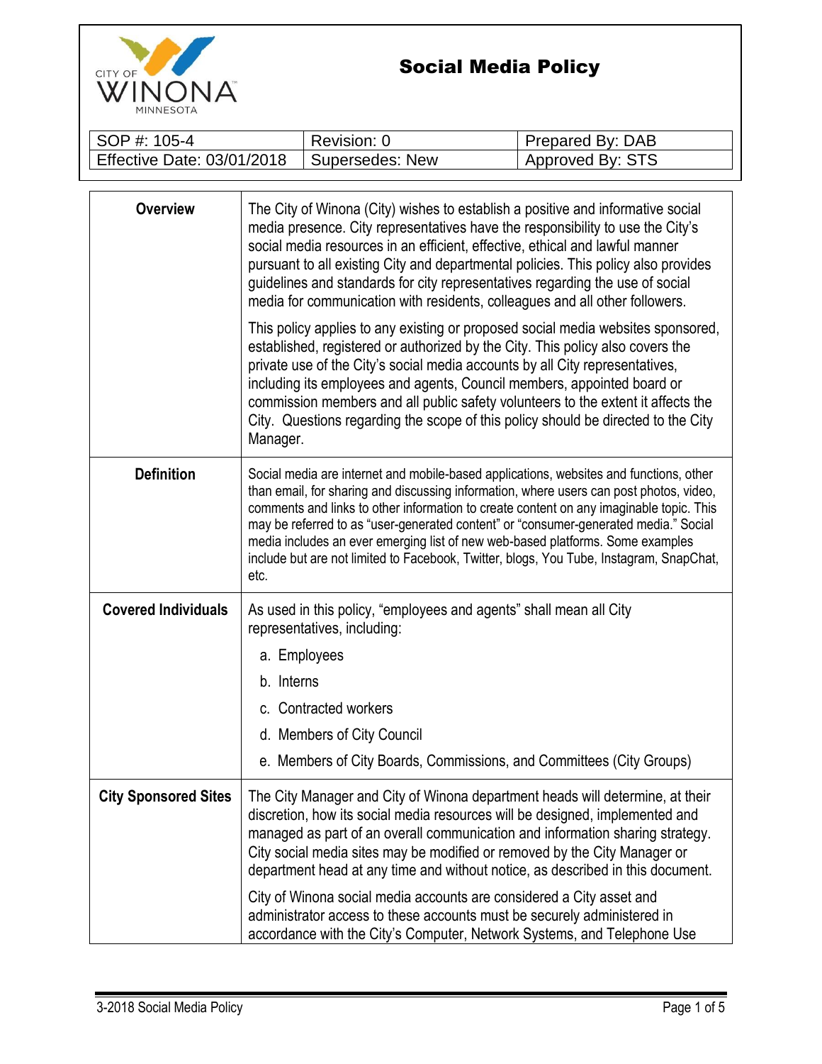# Social Media Policy

CITY OF WINONA MINNESOTA

| SOP #: 105-4 | Revision: 0 | Prepared By: DAB |
|---|---|---|
| Effective Date: 03/01/2018 | Supersedes: New | Approved By: STS |

| | |
|---|---|
| **Overview** | The City of Winona (City) wishes to establish a positive and informative social media presence. City representatives have the responsibility to use the City's social media resources in an efficient, effective, ethical and lawful manner pursuant to all existing City and departmental policies. This policy also provides guidelines and standards for city representatives regarding the use of social media for communication with residents, colleagues and all other followers.<br><br>This policy applies to any existing or proposed social media websites sponsored, established, registered or authorized by the City. This policy also covers the private use of the City's social media accounts by all City representatives, including its employees and agents, Council members, appointed board or commission members and all public safety volunteers to the extent it affects the City. Questions regarding the scope of this policy should be directed to the City Manager. |
| **Definition** | Social media are internet and mobile-based applications, websites and functions, other than email, for sharing and discussing information, where users can post photos, video, comments and links to other information to create content on any imaginable topic. This may be referred to as "user-generated content" or "consumer-generated media." Social media includes an ever emerging list of new web-based platforms. Some examples include but are not limited to Facebook, Twitter, blogs, You Tube, Instagram, SnapChat, etc. |
| **Covered Individuals** | As used in this policy, "employees and agents" shall mean all City representatives, including:<br>a. Employees<br>b. Interns<br>c. Contracted workers<br>d. Members of City Council<br>e. Members of City Boards, Commissions, and Committees (City Groups) |
| **City Sponsored Sites** | The City Manager and City of Winona department heads will determine, at their discretion, how its social media resources will be designed, implemented and managed as part of an overall communication and information sharing strategy. City social media sites may be modified or removed by the City Manager or department head at any time and without notice, as described in this document.<br><br>City of Winona social media accounts are considered a City asset and administrator access to these accounts must be securely administered in accordance with the City's Computer, Network Systems, and Telephone Use |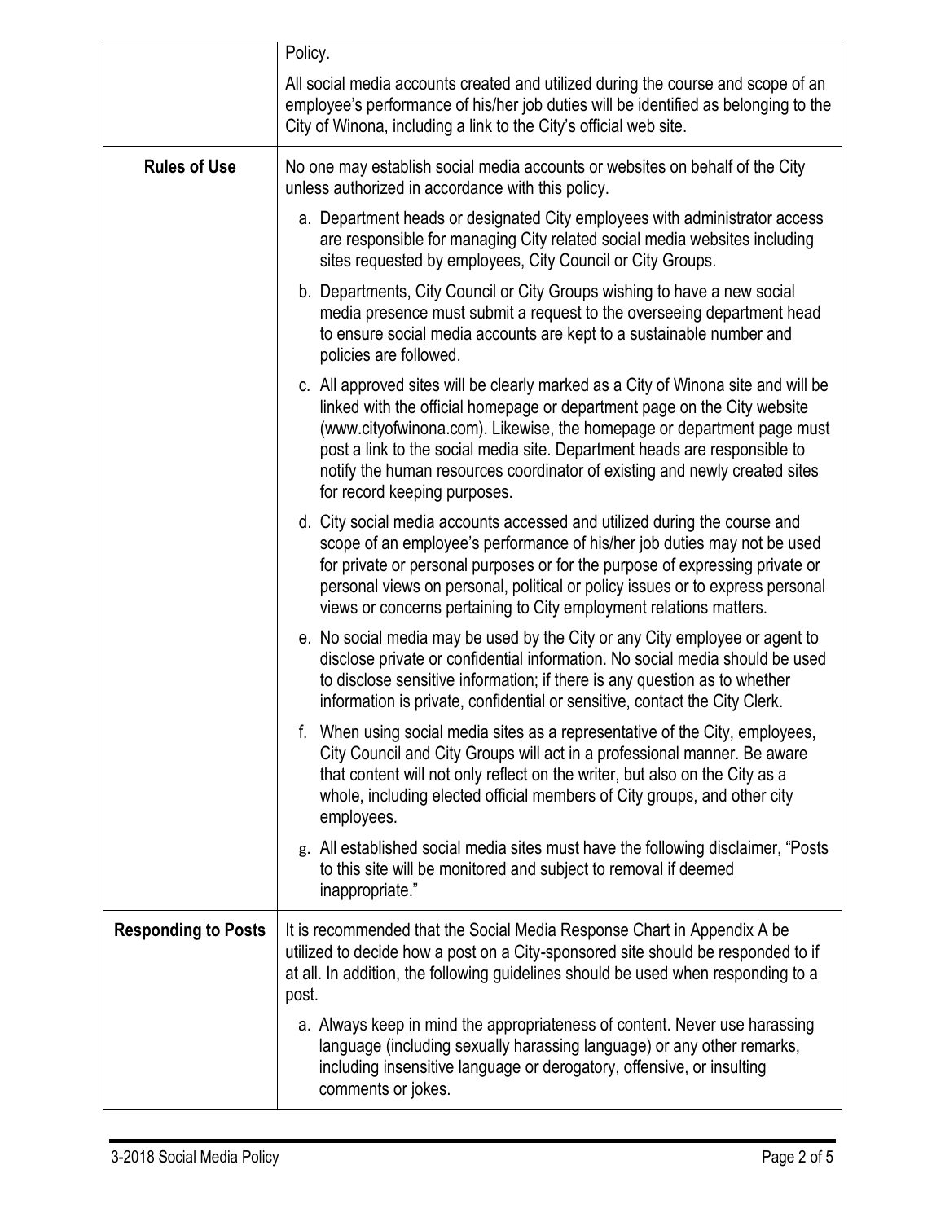| | |
|---|---|
| | Policy.<br><br>All social media accounts created and utilized during the course and scope of an employee's performance of his/her job duties will be identified as belonging to the City of Winona, including a link to the City's official web site. |
| **Rules of Use** | No one may establish social media accounts or websites on behalf of the City unless authorized in accordance with this policy.<br><br>a. Department heads or designated City employees with administrator access are responsible for managing City related social media websites including sites requested by employees, City Council or City Groups.<br><br>b. Departments, City Council or City Groups wishing to have a new social media presence must submit a request to the overseeing department head to ensure social media accounts are kept to a sustainable number and policies are followed.<br><br>c. All approved sites will be clearly marked as a City of Winona site and will be linked with the official homepage or department page on the City website (www.cityofwinona.com). Likewise, the homepage or department page must post a link to the social media site. Department heads are responsible to notify the human resources coordinator of existing and newly created sites for record keeping purposes.<br><br>d. City social media accounts accessed and utilized during the course and scope of an employee's performance of his/her job duties may not be used for private or personal purposes or for the purpose of expressing private or personal views on personal, political or policy issues or to express personal views or concerns pertaining to City employment relations matters.<br><br>e. No social media may be used by the City or any City employee or agent to disclose private or confidential information. No social media should be used to disclose sensitive information; if there is any question as to whether information is private, confidential or sensitive, contact the City Clerk.<br><br>f. When using social media sites as a representative of the City, employees, City Council and City Groups will act in a professional manner. Be aware that content will not only reflect on the writer, but also on the City as a whole, including elected official members of City groups, and other city employees.<br><br>g. All established social media sites must have the following disclaimer, "Posts to this site will be monitored and subject to removal if deemed inappropriate." |
| **Responding to Posts** | It is recommended that the Social Media Response Chart in Appendix A be utilized to decide how a post on a City-sponsored site should be responded to if at all. In addition, the following guidelines should be used when responding to a post.<br><br>a. Always keep in mind the appropriateness of content. Never use harassing language (including sexually harassing language) or any other remarks, including insensitive language or derogatory, offensive, or insulting comments or jokes. |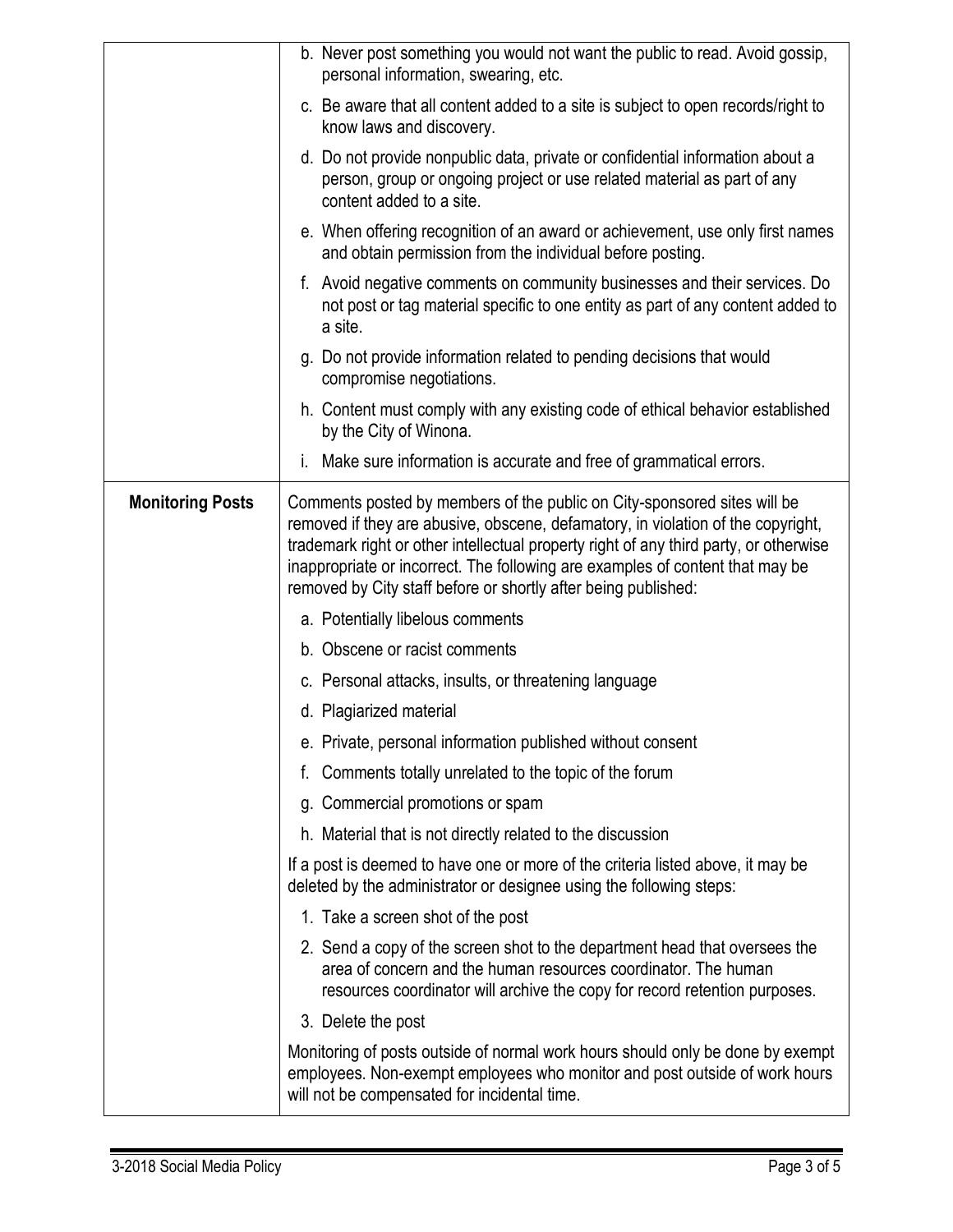| | |
|---|---|
| | b. Never post something you would not want the public to read. Avoid gossip, personal information, swearing, etc.<br>c. Be aware that all content added to a site is subject to open records/right to know laws and discovery.<br>d. Do not provide nonpublic data, private or confidential information about a person, group or ongoing project or use related material as part of any content added to a site.<br>e. When offering recognition of an award or achievement, use only first names and obtain permission from the individual before posting.<br>f. Avoid negative comments on community businesses and their services. Do not post or tag material specific to one entity as part of any content added to a site.<br>g. Do not provide information related to pending decisions that would compromise negotiations.<br>h. Content must comply with any existing code of ethical behavior established by the City of Winona.<br>i. Make sure information is accurate and free of grammatical errors. |
| **Monitoring Posts** | Comments posted by members of the public on City-sponsored sites will be removed if they are abusive, obscene, defamatory, in violation of the copyright, trademark right or other intellectual property right of any third party, or otherwise inappropriate or incorrect. The following are examples of content that may be removed by City staff before or shortly after being published:<br>a. Potentially libelous comments<br>b. Obscene or racist comments<br>c. Personal attacks, insults, or threatening language<br>d. Plagiarized material<br>e. Private, personal information published without consent<br>f. Comments totally unrelated to the topic of the forum<br>g. Commercial promotions or spam<br>h. Material that is not directly related to the discussion<br><br>If a post is deemed to have one or more of the criteria listed above, it may be deleted by the administrator or designee using the following steps:<br>1. Take a screen shot of the post<br>2. Send a copy of the screen shot to the department head that oversees the area of concern and the human resources coordinator. The human resources coordinator will archive the copy for record retention purposes.<br>3. Delete the post<br><br>Monitoring of posts outside of normal work hours should only be done by exempt employees. Non-exempt employees who monitor and post outside of work hours will not be compensated for incidental time. |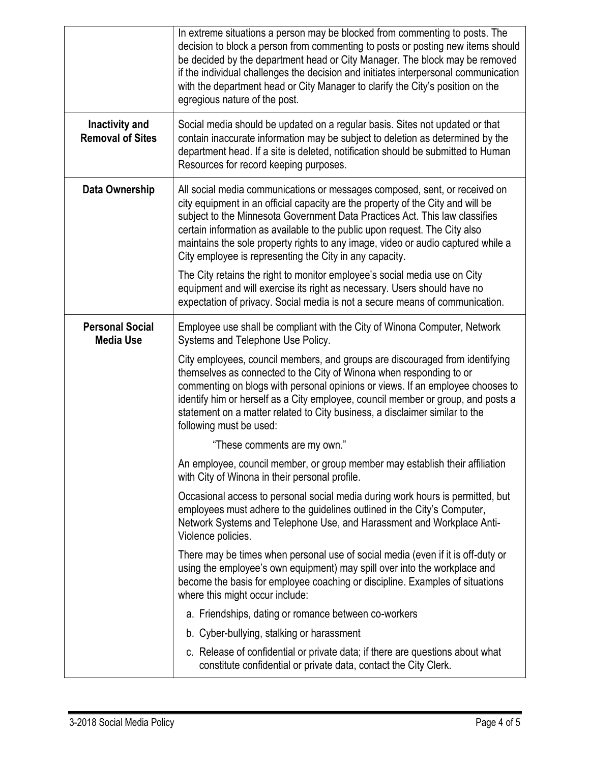| | |
|---|---|
| | In extreme situations a person may be blocked from commenting to posts. The decision to block a person from commenting to posts or posting new items should be decided by the department head or City Manager. The block may be removed if the individual challenges the decision and initiates interpersonal communication with the department head or City Manager to clarify the City's position on the egregious nature of the post. |
| **Inactivity and Removal of Sites** | Social media should be updated on a regular basis. Sites not updated or that contain inaccurate information may be subject to deletion as determined by the department head. If a site is deleted, notification should be submitted to Human Resources for record keeping purposes. |
| **Data Ownership** | All social media communications or messages composed, sent, or received on city equipment in an official capacity are the property of the City and will be subject to the Minnesota Government Data Practices Act. This law classifies certain information as available to the public upon request. The City also maintains the sole property rights to any image, video or audio captured while a City employee is representing the City in any capacity.<br><br>The City retains the right to monitor employee's social media use on City equipment and will exercise its right as necessary. Users should have no expectation of privacy. Social media is not a secure means of communication. |
| **Personal Social Media Use** | Employee use shall be compliant with the City of Winona Computer, Network Systems and Telephone Use Policy.<br><br>City employees, council members, and groups are discouraged from identifying themselves as connected to the City of Winona when responding to or commenting on blogs with personal opinions or views. If an employee chooses to identify him or herself as a City employee, council member or group, and posts a statement on a matter related to City business, a disclaimer similar to the following must be used:<br><br>"These comments are my own."<br><br>An employee, council member, or group member may establish their affiliation with City of Winona in their personal profile.<br><br>Occasional access to personal social media during work hours is permitted, but employees must adhere to the guidelines outlined in the City's Computer, Network Systems and Telephone Use, and Harassment and Workplace Anti-Violence policies.<br><br>There may be times when personal use of social media (even if it is off-duty or using the employee's own equipment) may spill over into the workplace and become the basis for employee coaching or discipline. Examples of situations where this might occur include:<br><br>a. Friendships, dating or romance between co-workers<br>b. Cyber-bullying, stalking or harassment<br>c. Release of confidential or private data; if there are questions about what constitute confidential or private data, contact the City Clerk. |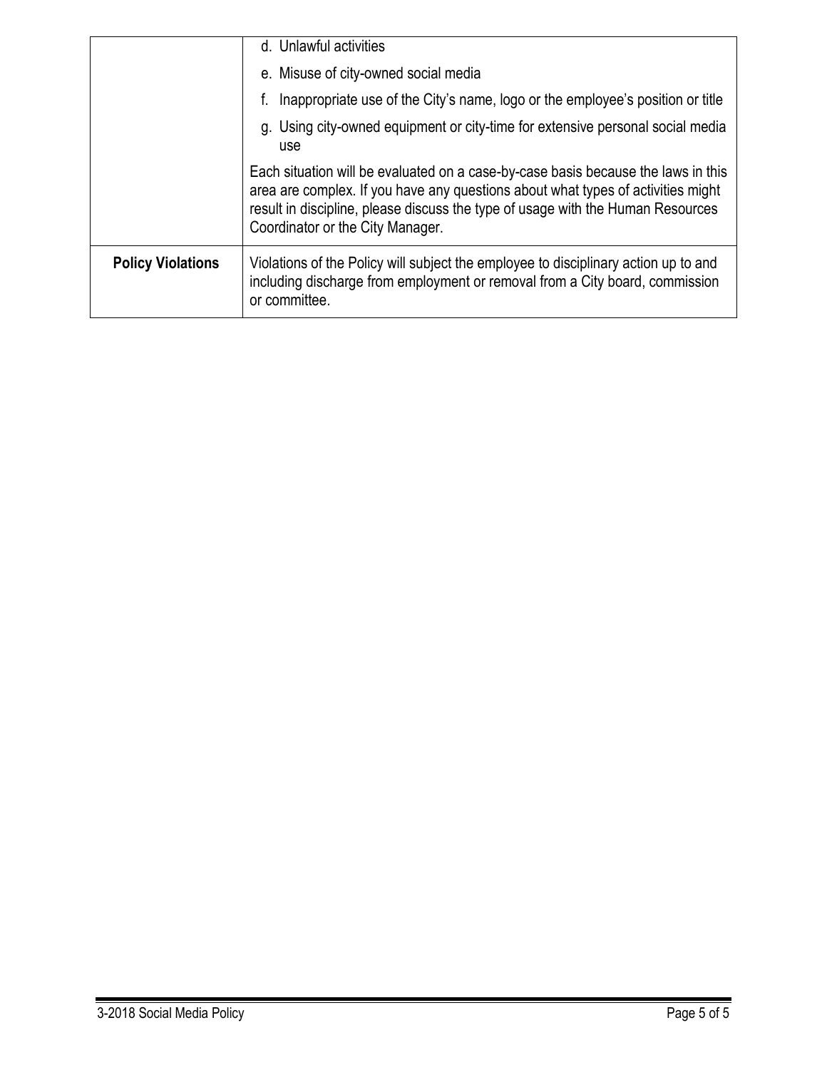| | |
|---|---|
| | d. Unlawful activities<br>e. Misuse of city-owned social media<br>f. Inappropriate use of the City's name, logo or the employee's position or title<br>g. Using city-owned equipment or city-time for extensive personal social media use<br><br>Each situation will be evaluated on a case-by-case basis because the laws in this area are complex. If you have any questions about what types of activities might result in discipline, please discuss the type of usage with the Human Resources Coordinator or the City Manager. |
| **Policy Violations** | Violations of the Policy will subject the employee to disciplinary action up to and including discharge from employment or removal from a City board, commission or committee. |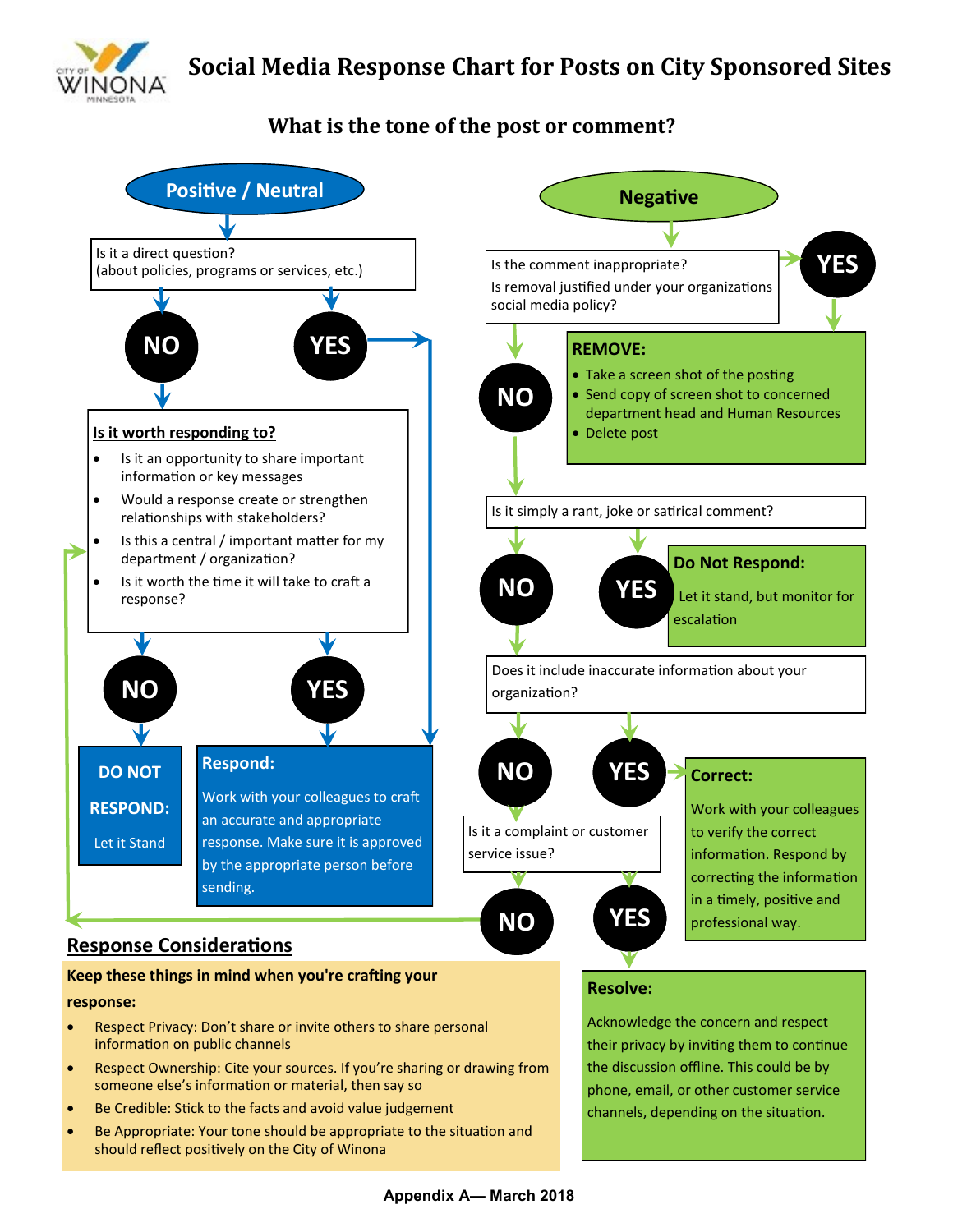CITY OF WINONA MINNESOTA

# Social Media Response Chart for Posts on City Sponsored Sites

## What is the tone of the post or comment?

**Positive / Neutral**

Is it a direct question?
(about policies, programs or services, etc.)

NO

YES

**Is it worth responding to?**

- Is it an opportunity to share important information or key messages
- Would a response create or strengthen relationships with stakeholders?
- Is this a central / important matter for my department / organization?
- Is it worth the time it will take to craft a response?

NO

YES

**DO NOT RESPOND:**

Let it Stand

**Respond:**

Work with your colleagues to craft an accurate and appropriate response. Make sure it is approved by the appropriate person before sending.

**Negative**

Is the comment inappropriate?
Is removal justified under your organizations social media policy?

YES

**REMOVE:**

- Take a screen shot of the posting
- Send copy of screen shot to concerned department head and Human Resources
- Delete post

NO

Is it simply a rant, joke or satirical comment?

NO

YES

**Do Not Respond:**

Let it stand, but monitor for escalation

Does it include inaccurate information about your organization?

NO

YES

**Correct:**

Work with your colleagues to verify the correct information. Respond by correcting the information in a timely, positive and professional way.

Is it a complaint or customer service issue?

NO

YES

**Resolve:**

Acknowledge the concern and respect their privacy by inviting them to continue the discussion offline. This could be by phone, email, or other customer service channels, depending on the situation.

## Response Considerations

**Keep these things in mind when you're crafting your response:**

- Respect Privacy: Don't share or invite others to share personal information on public channels
- Respect Ownership: Cite your sources. If you're sharing or drawing from someone else's information or material, then say so
- Be Credible: Stick to the facts and avoid value judgement
- Be Appropriate: Your tone should be appropriate to the situation and should reflect positively on the City of Winona

**Appendix A— March 2018**